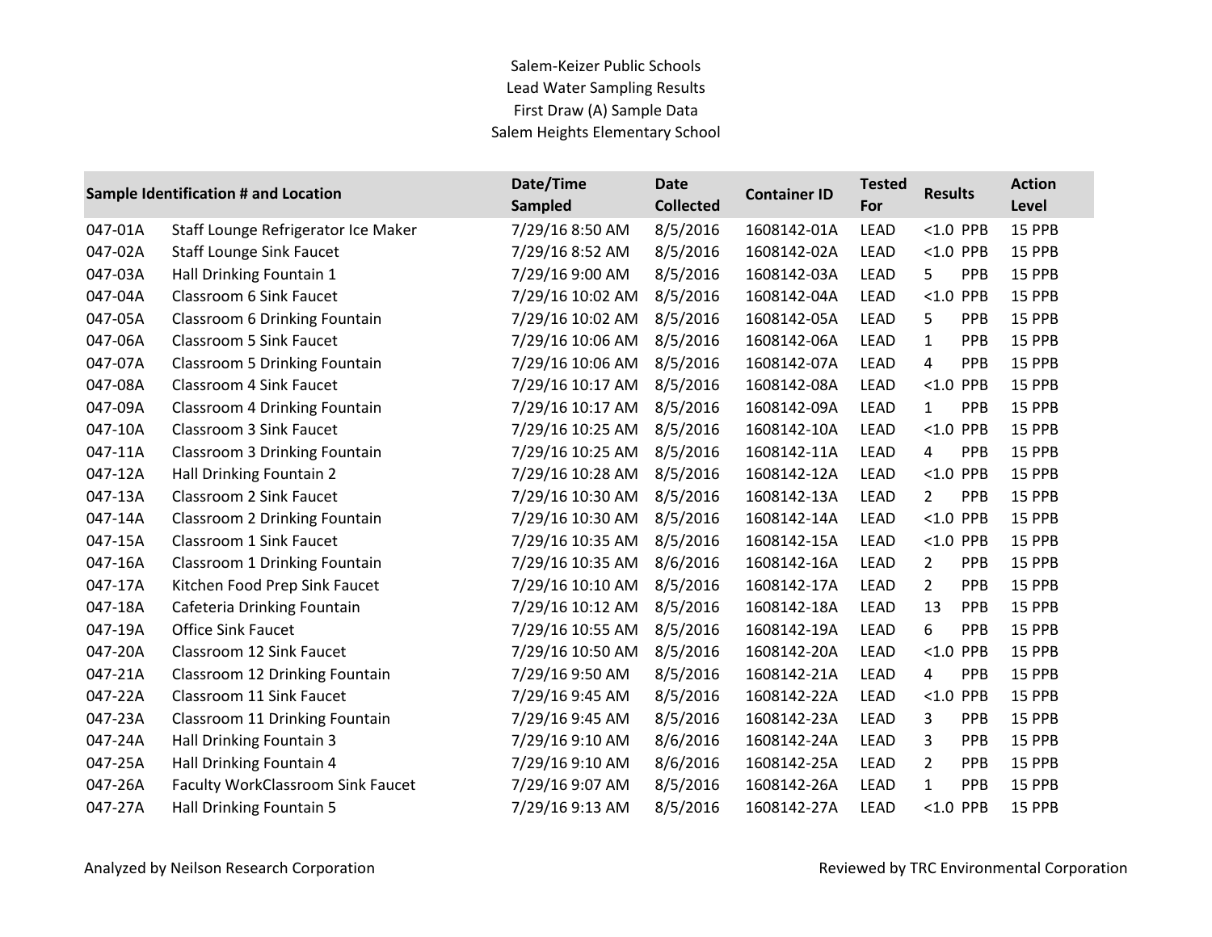Salem-Keizer Public Schools
Lead Water Sampling Results
First Draw (A) Sample Data
Salem Heights Elementary School

| Sample Identification # and Location | | Date/Time Sampled | Date Collected | Container ID | Tested For | Results | | Action Level |
|---|---|---|---|---|---|---|---|---|
| 047-01A | Staff Lounge Refrigerator Ice Maker | 7/29/16 8:50 AM | 8/5/2016 | 1608142-01A | LEAD | <1.0 | PPB | 15 PPB |
| 047-02A | Staff Lounge Sink Faucet | 7/29/16 8:52 AM | 8/5/2016 | 1608142-02A | LEAD | <1.0 | PPB | 15 PPB |
| 047-03A | Hall Drinking Fountain 1 | 7/29/16 9:00 AM | 8/5/2016 | 1608142-03A | LEAD | 5 | PPB | 15 PPB |
| 047-04A | Classroom 6 Sink Faucet | 7/29/16 10:02 AM | 8/5/2016 | 1608142-04A | LEAD | <1.0 | PPB | 15 PPB |
| 047-05A | Classroom 6 Drinking Fountain | 7/29/16 10:02 AM | 8/5/2016 | 1608142-05A | LEAD | 5 | PPB | 15 PPB |
| 047-06A | Classroom 5 Sink Faucet | 7/29/16 10:06 AM | 8/5/2016 | 1608142-06A | LEAD | 1 | PPB | 15 PPB |
| 047-07A | Classroom 5 Drinking Fountain | 7/29/16 10:06 AM | 8/5/2016 | 1608142-07A | LEAD | 4 | PPB | 15 PPB |
| 047-08A | Classroom 4 Sink Faucet | 7/29/16 10:17 AM | 8/5/2016 | 1608142-08A | LEAD | <1.0 | PPB | 15 PPB |
| 047-09A | Classroom 4 Drinking Fountain | 7/29/16 10:17 AM | 8/5/2016 | 1608142-09A | LEAD | 1 | PPB | 15 PPB |
| 047-10A | Classroom 3 Sink Faucet | 7/29/16 10:25 AM | 8/5/2016 | 1608142-10A | LEAD | <1.0 | PPB | 15 PPB |
| 047-11A | Classroom 3 Drinking Fountain | 7/29/16 10:25 AM | 8/5/2016 | 1608142-11A | LEAD | 4 | PPB | 15 PPB |
| 047-12A | Hall Drinking Fountain 2 | 7/29/16 10:28 AM | 8/5/2016 | 1608142-12A | LEAD | <1.0 | PPB | 15 PPB |
| 047-13A | Classroom 2 Sink Faucet | 7/29/16 10:30 AM | 8/5/2016 | 1608142-13A | LEAD | 2 | PPB | 15 PPB |
| 047-14A | Classroom 2 Drinking Fountain | 7/29/16 10:30 AM | 8/5/2016 | 1608142-14A | LEAD | <1.0 | PPB | 15 PPB |
| 047-15A | Classroom 1 Sink Faucet | 7/29/16 10:35 AM | 8/5/2016 | 1608142-15A | LEAD | <1.0 | PPB | 15 PPB |
| 047-16A | Classroom 1 Drinking Fountain | 7/29/16 10:35 AM | 8/6/2016 | 1608142-16A | LEAD | 2 | PPB | 15 PPB |
| 047-17A | Kitchen Food Prep Sink Faucet | 7/29/16 10:10 AM | 8/5/2016 | 1608142-17A | LEAD | 2 | PPB | 15 PPB |
| 047-18A | Cafeteria Drinking Fountain | 7/29/16 10:12 AM | 8/5/2016 | 1608142-18A | LEAD | 13 | PPB | 15 PPB |
| 047-19A | Office Sink Faucet | 7/29/16 10:55 AM | 8/5/2016 | 1608142-19A | LEAD | 6 | PPB | 15 PPB |
| 047-20A | Classroom 12 Sink Faucet | 7/29/16 10:50 AM | 8/5/2016 | 1608142-20A | LEAD | <1.0 | PPB | 15 PPB |
| 047-21A | Classroom 12 Drinking Fountain | 7/29/16 9:50 AM | 8/5/2016 | 1608142-21A | LEAD | 4 | PPB | 15 PPB |
| 047-22A | Classroom 11 Sink Faucet | 7/29/16 9:45 AM | 8/5/2016 | 1608142-22A | LEAD | <1.0 | PPB | 15 PPB |
| 047-23A | Classroom 11 Drinking Fountain | 7/29/16 9:45 AM | 8/5/2016 | 1608142-23A | LEAD | 3 | PPB | 15 PPB |
| 047-24A | Hall Drinking Fountain 3 | 7/29/16 9:10 AM | 8/6/2016 | 1608142-24A | LEAD | 3 | PPB | 15 PPB |
| 047-25A | Hall Drinking Fountain 4 | 7/29/16 9:10 AM | 8/6/2016 | 1608142-25A | LEAD | 2 | PPB | 15 PPB |
| 047-26A | Faculty WorkClassroom Sink Faucet | 7/29/16 9:07 AM | 8/5/2016 | 1608142-26A | LEAD | 1 | PPB | 15 PPB |
| 047-27A | Hall Drinking Fountain 5 | 7/29/16 9:13 AM | 8/5/2016 | 1608142-27A | LEAD | <1.0 | PPB | 15 PPB |

Analyzed by Neilson Research Corporation

Reviewed by TRC Environmental Corporation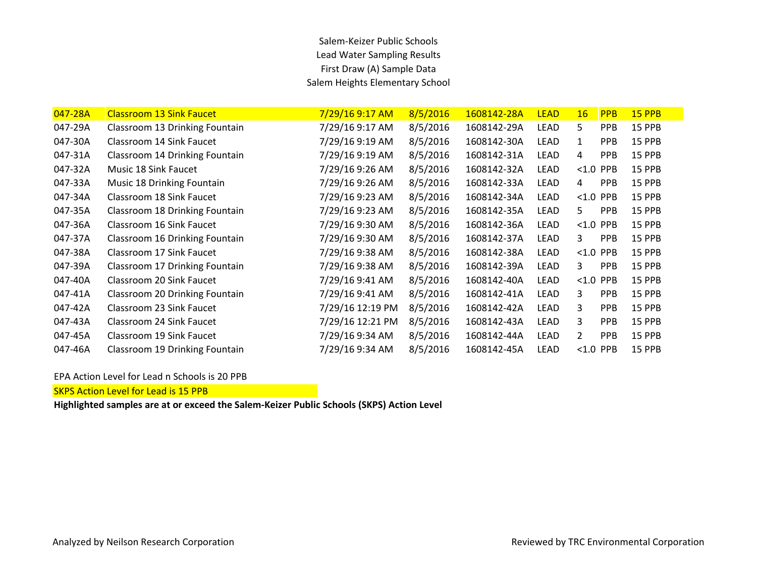Salem-Keizer Public Schools
Lead Water Sampling Results
First Draw (A) Sample Data
Salem Heights Elementary School

| | | | | | | | | |
|---|---|---|---|---|---|---|---|---|
| 047-28A | Classroom 13 Sink Faucet | 7/29/16 9:17 AM | 8/5/2016 | 1608142-28A | LEAD | 16 | PPB | 15 PPB |
| 047-29A | Classroom 13 Drinking Fountain | 7/29/16 9:17 AM | 8/5/2016 | 1608142-29A | LEAD | 5 | PPB | 15 PPB |
| 047-30A | Classroom 14 Sink Faucet | 7/29/16 9:19 AM | 8/5/2016 | 1608142-30A | LEAD | 1 | PPB | 15 PPB |
| 047-31A | Classroom 14 Drinking Fountain | 7/29/16 9:19 AM | 8/5/2016 | 1608142-31A | LEAD | 4 | PPB | 15 PPB |
| 047-32A | Music 18 Sink Faucet | 7/29/16 9:26 AM | 8/5/2016 | 1608142-32A | LEAD | <1.0 | PPB | 15 PPB |
| 047-33A | Music 18 Drinking Fountain | 7/29/16 9:26 AM | 8/5/2016 | 1608142-33A | LEAD | 4 | PPB | 15 PPB |
| 047-34A | Classroom 18 Sink Faucet | 7/29/16 9:23 AM | 8/5/2016 | 1608142-34A | LEAD | <1.0 | PPB | 15 PPB |
| 047-35A | Classroom 18 Drinking Fountain | 7/29/16 9:23 AM | 8/5/2016 | 1608142-35A | LEAD | 5 | PPB | 15 PPB |
| 047-36A | Classroom 16 Sink Faucet | 7/29/16 9:30 AM | 8/5/2016 | 1608142-36A | LEAD | <1.0 | PPB | 15 PPB |
| 047-37A | Classroom 16 Drinking Fountain | 7/29/16 9:30 AM | 8/5/2016 | 1608142-37A | LEAD | 3 | PPB | 15 PPB |
| 047-38A | Classroom 17 Sink Faucet | 7/29/16 9:38 AM | 8/5/2016 | 1608142-38A | LEAD | <1.0 | PPB | 15 PPB |
| 047-39A | Classroom 17 Drinking Fountain | 7/29/16 9:38 AM | 8/5/2016 | 1608142-39A | LEAD | 3 | PPB | 15 PPB |
| 047-40A | Classroom 20 Sink Faucet | 7/29/16 9:41 AM | 8/5/2016 | 1608142-40A | LEAD | <1.0 | PPB | 15 PPB |
| 047-41A | Classroom 20 Drinking Fountain | 7/29/16 9:41 AM | 8/5/2016 | 1608142-41A | LEAD | 3 | PPB | 15 PPB |
| 047-42A | Classroom 23 Sink Faucet | 7/29/16 12:19 PM | 8/5/2016 | 1608142-42A | LEAD | 3 | PPB | 15 PPB |
| 047-43A | Classroom 24 Sink Faucet | 7/29/16 12:21 PM | 8/5/2016 | 1608142-43A | LEAD | 3 | PPB | 15 PPB |
| 047-45A | Classroom 19 Sink Faucet | 7/29/16 9:34 AM | 8/5/2016 | 1608142-44A | LEAD | 2 | PPB | 15 PPB |
| 047-46A | Classroom 19 Drinking Fountain | 7/29/16 9:34 AM | 8/5/2016 | 1608142-45A | LEAD | <1.0 | PPB | 15 PPB |

EPA Action Level for Lead n Schools is 20 PPB

SKPS Action Level for Lead is 15 PPB

**Highlighted samples are at or exceed the Salem-Keizer Public Schools (SKPS) Action Level**

Analyzed by Neilson Research Corporation

Reviewed by TRC Environmental Corporation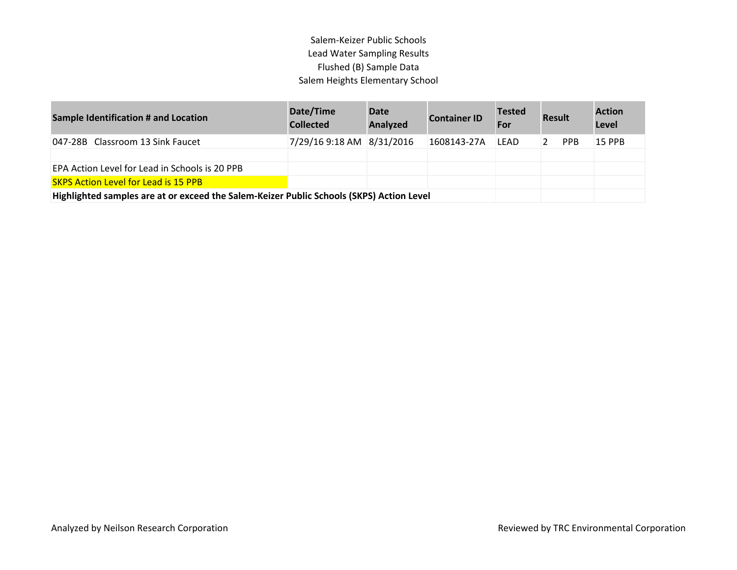Salem-Keizer Public Schools
Lead Water Sampling Results
Flushed (B) Sample Data
Salem Heights Elementary School

| Sample Identification # and Location | Date/Time Collected | Date Analyzed | Container ID | Tested For | Result | Action Level |
|---|---|---|---|---|---|---|
| 047-28B Classroom 13 Sink Faucet | 7/29/16 9:18 AM | 8/31/2016 | 1608143-27A | LEAD | 2 PPB | 15 PPB |

EPA Action Level for Lead in Schools is 20 PPB

SKPS Action Level for Lead is 15 PPB

**Highlighted samples are at or exceed the Salem-Keizer Public Schools (SKPS) Action Level**

Analyzed by Neilson Research Corporation

Reviewed by TRC Environmental Corporation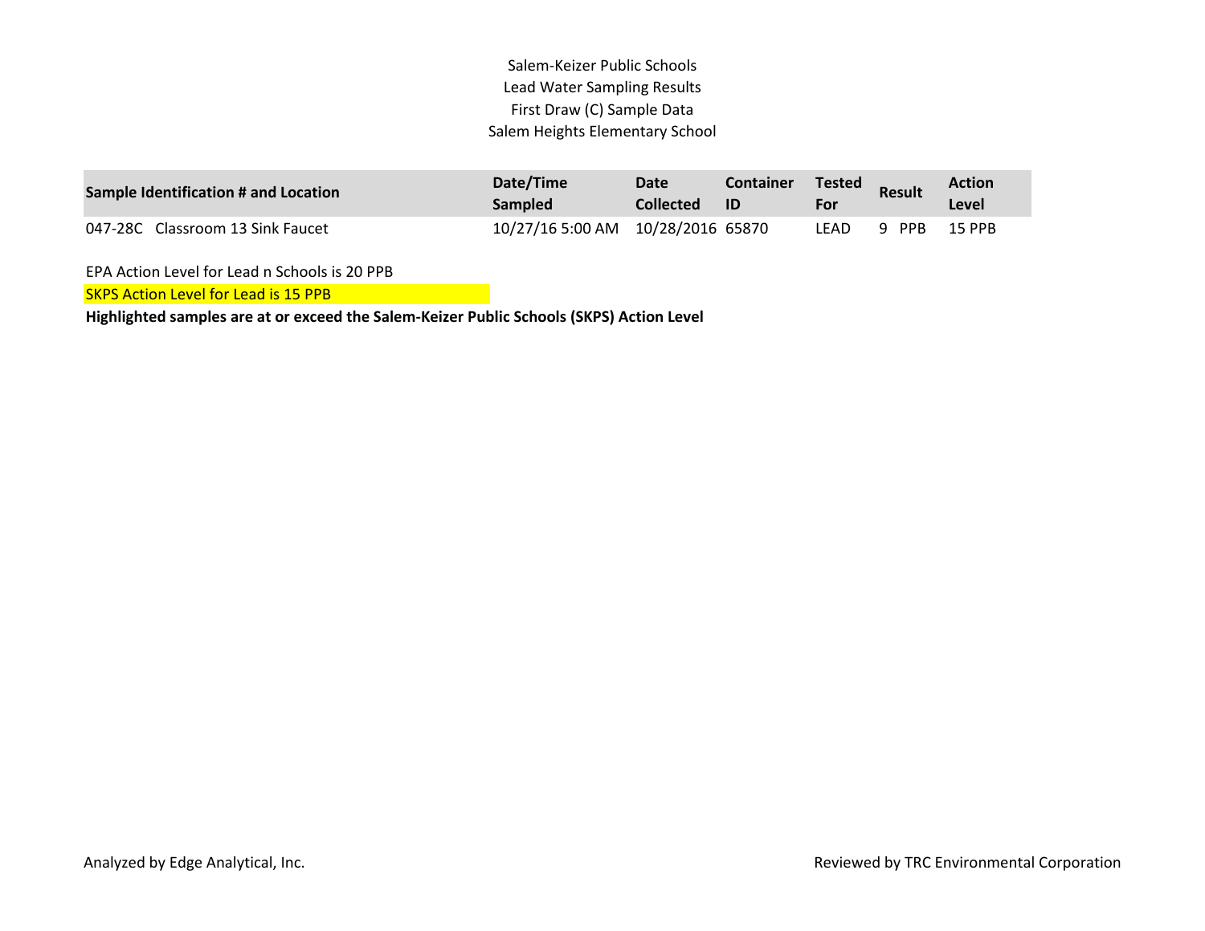Salem-Keizer Public Schools
Lead Water Sampling Results
First Draw (C) Sample Data
Salem Heights Elementary School

| Sample Identification # and Location | Date/Time Sampled | Date Collected | Container ID | Tested For | Result | Action Level |
|---|---|---|---|---|---|---|
| 047-28C Classroom 13 Sink Faucet | 10/27/16 5:00 AM | 10/28/2016 | 65870 | LEAD | 9 PPB | 15 PPB |

EPA Action Level for Lead n Schools is 20 PPB

SKPS Action Level for Lead is 15 PPB

**Highlighted samples are at or exceed the Salem-Keizer Public Schools (SKPS) Action Level**

Analyzed by Edge Analytical, Inc.

Reviewed by TRC Environmental Corporation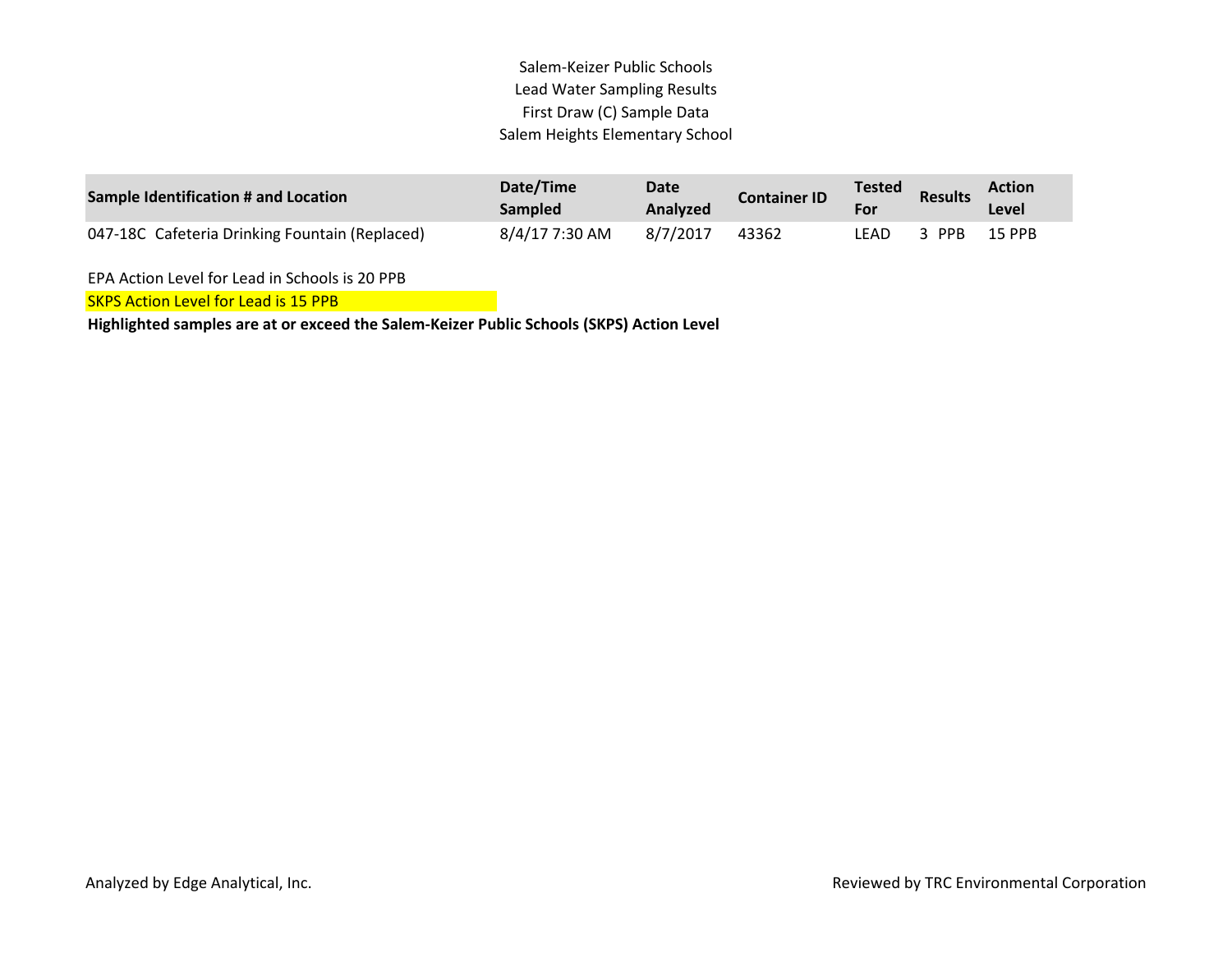Salem-Keizer Public Schools
Lead Water Sampling Results
First Draw (C) Sample Data
Salem Heights Elementary School

| Sample Identification # and Location | Date/Time Sampled | Date Analyzed | Container ID | Tested For | Results | Action Level |
|---|---|---|---|---|---|---|
| 047-18C Cafeteria Drinking Fountain (Replaced) | 8/4/17 7:30 AM | 8/7/2017 | 43362 | LEAD | 3 PPB | 15 PPB |

EPA Action Level for Lead in Schools is 20 PPB

SKPS Action Level for Lead is 15 PPB

**Highlighted samples are at or exceed the Salem-Keizer Public Schools (SKPS) Action Level**

Analyzed by Edge Analytical, Inc.

Reviewed by TRC Environmental Corporation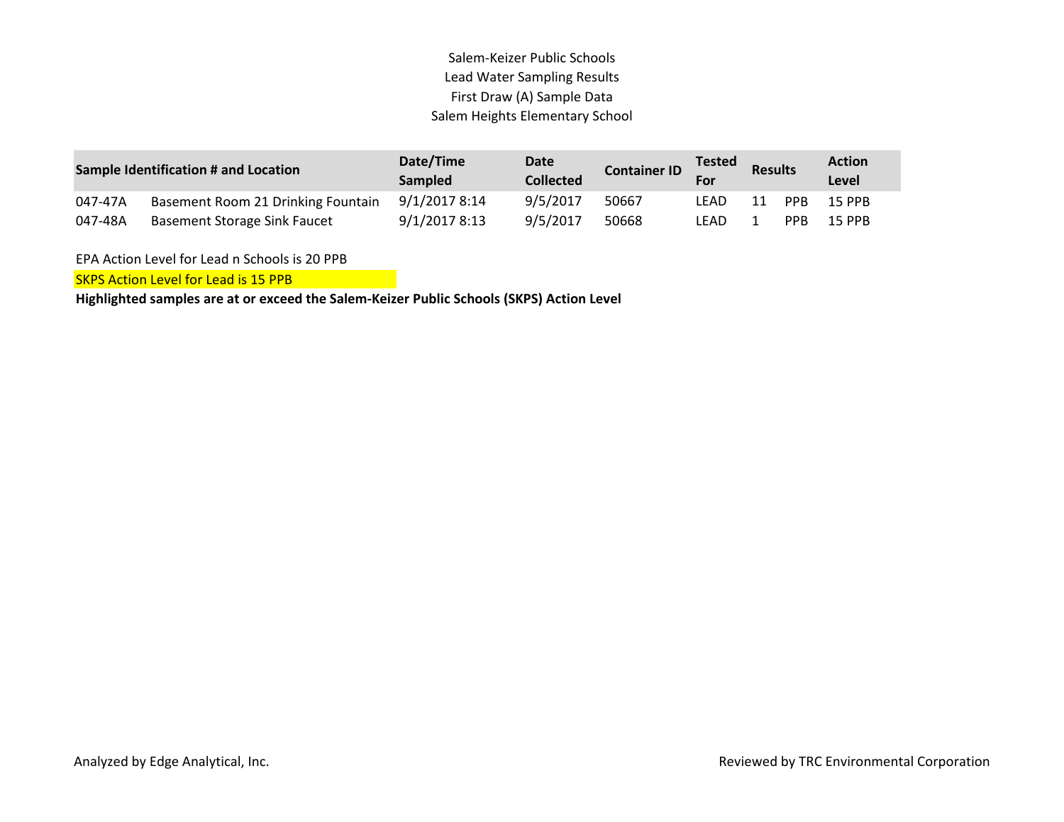Salem-Keizer Public Schools
Lead Water Sampling Results
First Draw (A) Sample Data
Salem Heights Elementary School

| Sample Identification # and Location | | Date/Time Sampled | Date Collected | Container ID | Tested For | Results | | Action Level |
|---|---|---|---|---|---|---|---|---|
| 047-47A | Basement Room 21 Drinking Fountain | 9/1/2017 8:14 | 9/5/2017 | 50667 | LEAD | 11 | PPB | 15 PPB |
| 047-48A | Basement Storage Sink Faucet | 9/1/2017 8:13 | 9/5/2017 | 50668 | LEAD | 1 | PPB | 15 PPB |

EPA Action Level for Lead n Schools is 20 PPB

SKPS Action Level for Lead is 15 PPB

**Highlighted samples are at or exceed the Salem-Keizer Public Schools (SKPS) Action Level**

Analyzed by Edge Analytical, Inc.

Reviewed by TRC Environmental Corporation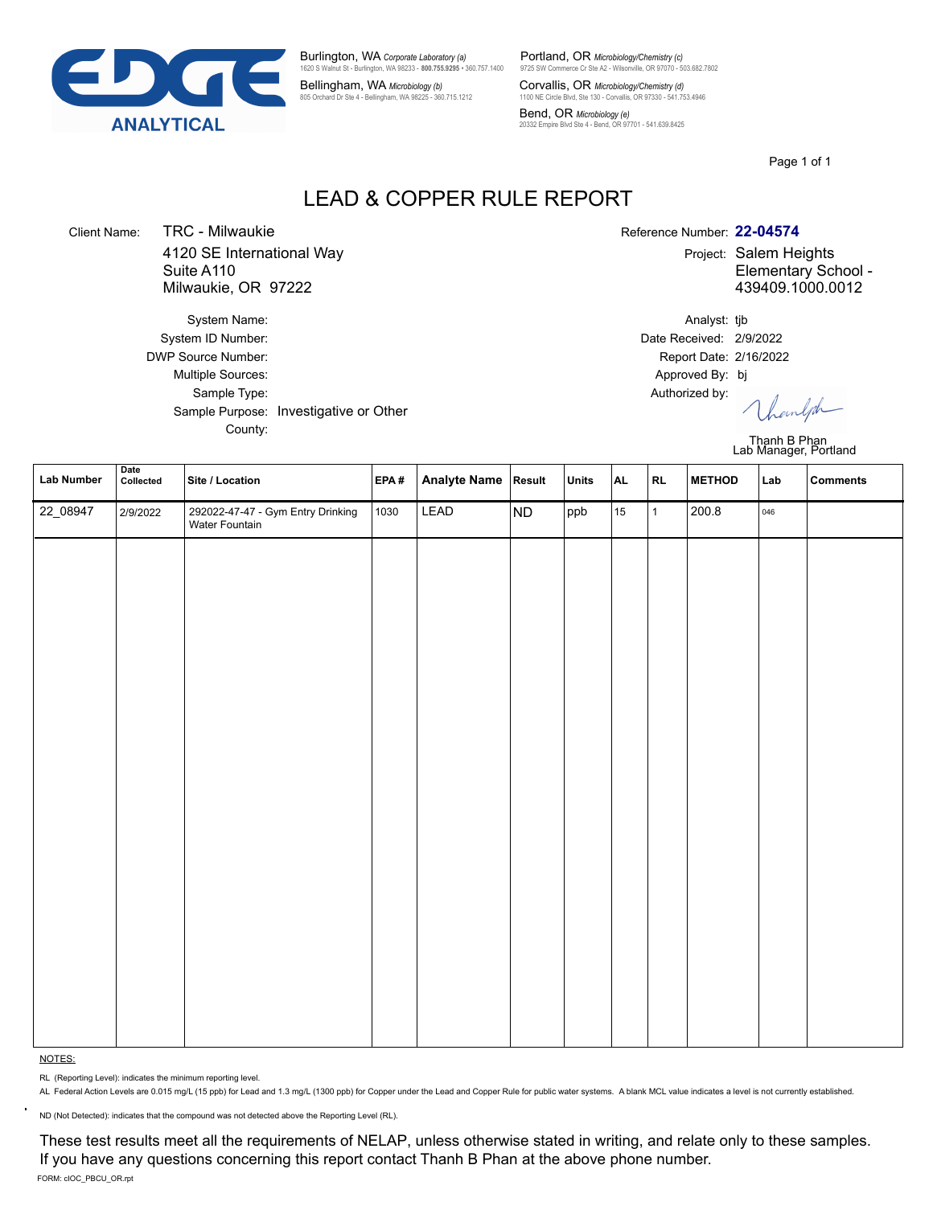**EDGE ANALYTICAL**

Burlington, WA *Corporate Laboratory (a)*
1620 S Walnut St - Burlington, WA 98233 - **800.755.9295** • 360.757.1400

Bellingham, WA *Microbiology (b)*
805 Orchard Dr Ste 4 - Bellingham, WA 98225 - 360.715.1212

Portland, OR *Microbiology/Chemistry (c)*
9725 SW Commerce Cr Ste A2 - Wilsonville, OR 97070 - 503.682.7802

Corvallis, OR *Microbiology/Chemistry (d)*
1100 NE Circle Blvd, Ste 130 - Corvallis, OR 97330 - 541.753.4946

Bend, OR *Microbiology (e)*
20332 Empire Blvd Ste 4 - Bend, OR 97701 - 541.639.8425

# LEAD & COPPER RULE REPORT

Client Name: TRC - Milwaukie
4120 SE International Way
Suite A110
Milwaukie, OR 97222

Reference Number: **22-04574**

Project: Salem Heights Elementary School - 439409.1000.0012

System Name:
System ID Number:
DWP Source Number:
Multiple Sources:
Sample Type:
Sample Purpose: Investigative or Other
County:

Analyst: tjb
Date Received: 2/9/2022
Report Date: 2/16/2022
Approved By: bj
Authorized by:

Thanh B Phan
Lab Manager, Portland

| Lab Number | Date Collected | Site / Location | EPA # | Analyte Name | Result | Units | AL | RL | METHOD | Lab | Comments |
|---|---|---|---|---|---|---|---|---|---|---|---|
| 22_08947 | 2/9/2022 | 292022-47-47 - Gym Entry Drinking Water Fountain | 1030 | LEAD | ND | ppb | 15 | 1 | 200.8 | 046 | |

NOTES:

RL (Reporting Level): indicates the minimum reporting level.

AL Federal Action Levels are 0.015 mg/L (15 ppb) for Lead and 1.3 mg/L (1300 ppb) for Copper under the Lead and Copper Rule for public water systems. A blank MCL value indicates a level is not currently established.

ND (Not Detected): indicates that the compound was not detected above the Reporting Level (RL).

These test results meet all the requirements of NELAP, unless otherwise stated in writing, and relate only to these samples. If you have any questions concerning this report contact Thanh B Phan at the above phone number.

FORM: cIOC_PBCU_OR.rpt